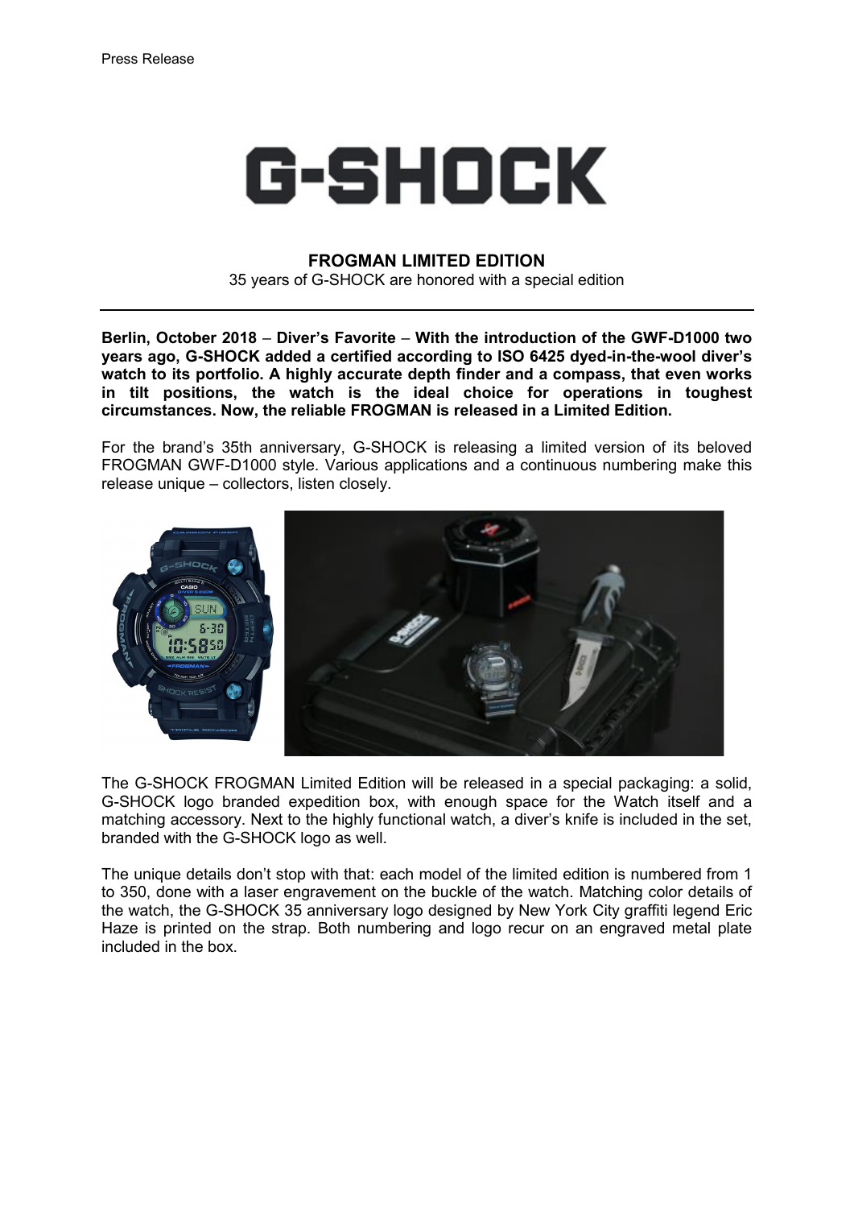Press Release

# G-SHOCK

## FROGMAN LIMITED EDITION

35 years of G-SHOCK are honored with a special edition

**Berlin, October 2018 – Diver's Favorite – With the introduction of the GWF-D1000 two years ago, G-SHOCK added a certified according to ISO 6425 dyed-in-the-wool diver's watch to its portfolio. A highly accurate depth finder and a compass, that even works in tilt positions, the watch is the ideal choice for operations in toughest circumstances. Now, the reliable FROGMAN is released in a Limited Edition.**

For the brand's 35th anniversary, G-SHOCK is releasing a limited version of its beloved FROGMAN GWF-D1000 style. Various applications and a continuous numbering make this release unique – collectors, listen closely.

The G-SHOCK FROGMAN Limited Edition will be released in a special packaging: a solid, G-SHOCK logo branded expedition box, with enough space for the Watch itself and a matching accessory. Next to the highly functional watch, a diver's knife is included in the set, branded with the G-SHOCK logo as well.

The unique details don't stop with that: each model of the limited edition is numbered from 1 to 350, done with a laser engravement on the buckle of the watch. Matching color details of the watch, the G-SHOCK 35 anniversary logo designed by New York City graffiti legend Eric Haze is printed on the strap. Both numbering and logo recur on an engraved metal plate included in the box.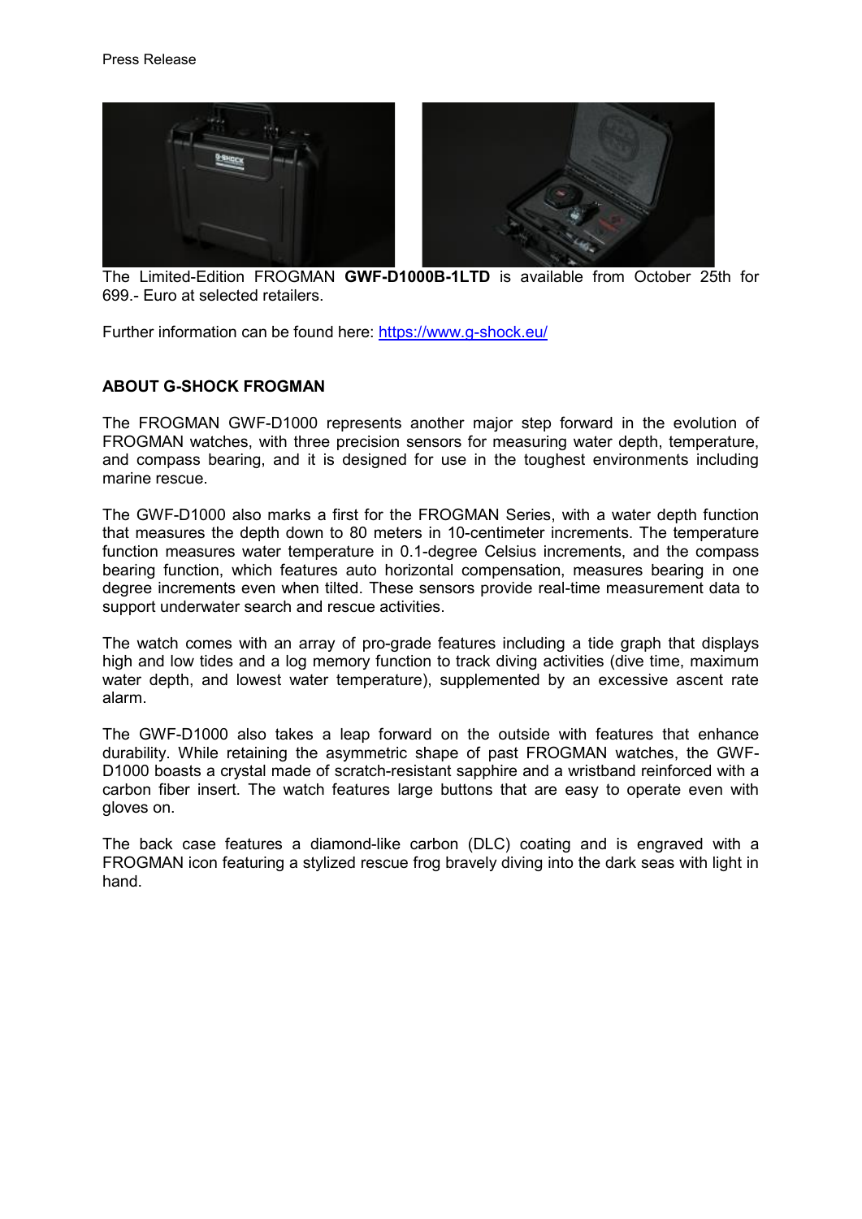The Limited-Edition FROGMAN **GWF-D1000B-1LTD** is available from October 25th for 699.- Euro at selected retailers.

Further information can be found here: [https://www.g-shock.eu/](https://www.g-shock.eu/)

**ABOUT G-SHOCK FROGMAN**

The FROGMAN GWF-D1000 represents another major step forward in the evolution of FROGMAN watches, with three precision sensors for measuring water depth, temperature, and compass bearing, and it is designed for use in the toughest environments including marine rescue.

The GWF-D1000 also marks a first for the FROGMAN Series, with a water depth function that measures the depth down to 80 meters in 10-centimeter increments. The temperature function measures water temperature in 0.1-degree Celsius increments, and the compass bearing function, which features auto horizontal compensation, measures bearing in one degree increments even when tilted. These sensors provide real-time measurement data to support underwater search and rescue activities.

The watch comes with an array of pro-grade features including a tide graph that displays high and low tides and a log memory function to track diving activities (dive time, maximum water depth, and lowest water temperature), supplemented by an excessive ascent rate alarm.

The GWF-D1000 also takes a leap forward on the outside with features that enhance durability. While retaining the asymmetric shape of past FROGMAN watches, the GWF-D1000 boasts a crystal made of scratch-resistant sapphire and a wristband reinforced with a carbon fiber insert. The watch features large buttons that are easy to operate even with gloves on.

The back case features a diamond-like carbon (DLC) coating and is engraved with a FROGMAN icon featuring a stylized rescue frog bravely diving into the dark seas with light in hand.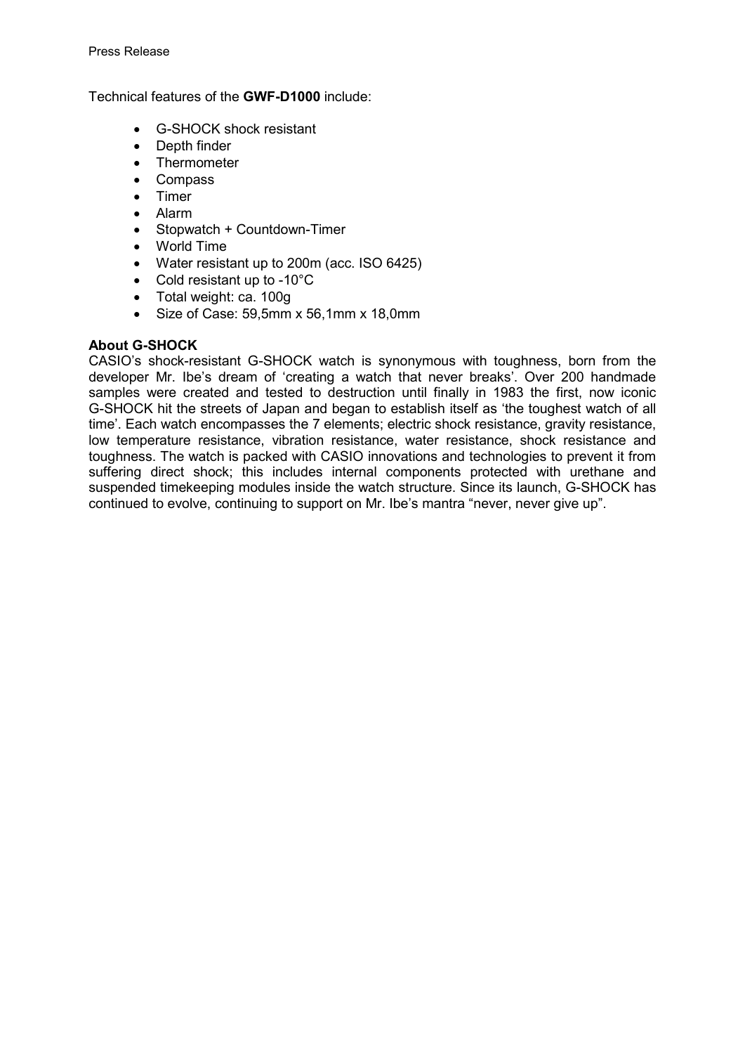Technical features of the **GWF-D1000** include:

- G-SHOCK shock resistant
- Depth finder
- Thermometer
- Compass
- Timer
- Alarm
- Stopwatch + Countdown-Timer
- World Time
- Water resistant up to 200m (acc. ISO 6425)
- Cold resistant up to -10°C
- Total weight: ca. 100g
- Size of Case: 59,5mm x 56,1mm x 18,0mm

**About G-SHOCK**

CASIO's shock-resistant G-SHOCK watch is synonymous with toughness, born from the developer Mr. Ibe's dream of 'creating a watch that never breaks'. Over 200 handmade samples were created and tested to destruction until finally in 1983 the first, now iconic G-SHOCK hit the streets of Japan and began to establish itself as 'the toughest watch of all time'. Each watch encompasses the 7 elements; electric shock resistance, gravity resistance, low temperature resistance, vibration resistance, water resistance, shock resistance and toughness. The watch is packed with CASIO innovations and technologies to prevent it from suffering direct shock; this includes internal components protected with urethane and suspended timekeeping modules inside the watch structure. Since its launch, G-SHOCK has continued to evolve, continuing to support on Mr. Ibe's mantra "never, never give up".